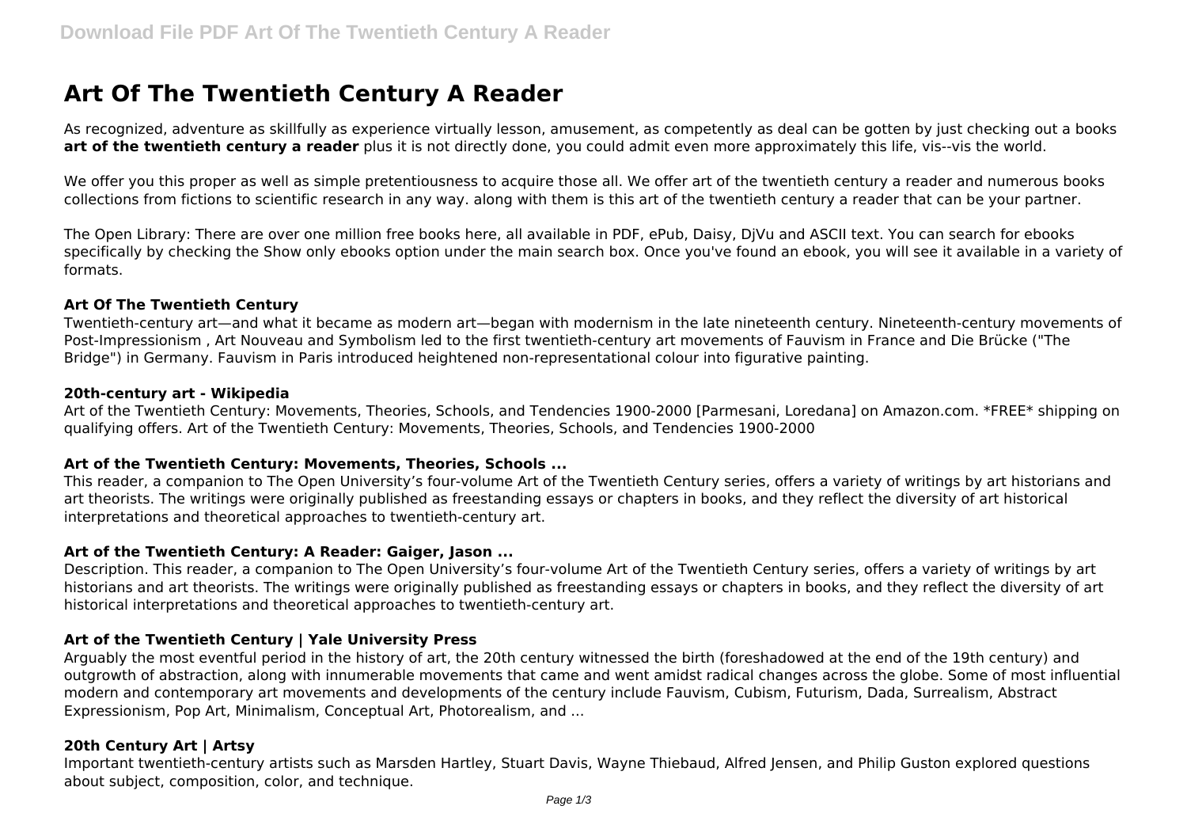# Art Of The Twentieth Century A Reader

As recognized, adventure as skillfully as experience virtually lesson, amusement, as competently as deal can be gotten by just checking out a books **art of the twentieth century a reader** plus it is not directly done, you could admit even more approximately this life, vis--vis the world.

We offer you this proper as well as simple pretentiousness to acquire those all. We offer art of the twentieth century a reader and numerous books collections from fictions to scientific research in any way. along with them is this art of the twentieth century a reader that can be your partner.

The Open Library: There are over one million free books here, all available in PDF, ePub, Daisy, DjVu and ASCII text. You can search for ebooks specifically by checking the Show only ebooks option under the main search box. Once you've found an ebook, you will see it available in a variety of formats.

### Art Of The Twentieth Century

Twentieth-century art—and what it became as modern art—began with modernism in the late nineteenth century. Nineteenth-century movements of Post-Impressionism , Art Nouveau and Symbolism led to the first twentieth-century art movements of Fauvism in France and Die Brücke ("The Bridge") in Germany. Fauvism in Paris introduced heightened non-representational colour into figurative painting.

### 20th-century art - Wikipedia

Art of the Twentieth Century: Movements, Theories, Schools, and Tendencies 1900-2000 [Parmesani, Loredana] on Amazon.com. *FREE* shipping on qualifying offers. Art of the Twentieth Century: Movements, Theories, Schools, and Tendencies 1900-2000

### Art of the Twentieth Century: Movements, Theories, Schools ...

This reader, a companion to The Open University's four-volume Art of the Twentieth Century series, offers a variety of writings by art historians and art theorists. The writings were originally published as freestanding essays or chapters in books, and they reflect the diversity of art historical interpretations and theoretical approaches to twentieth-century art.

### Art of the Twentieth Century: A Reader: Gaiger, Jason ...

Description. This reader, a companion to The Open University's four-volume Art of the Twentieth Century series, offers a variety of writings by art historians and art theorists. The writings were originally published as freestanding essays or chapters in books, and they reflect the diversity of art historical interpretations and theoretical approaches to twentieth-century art.

### Art of the Twentieth Century | Yale University Press

Arguably the most eventful period in the history of art, the 20th century witnessed the birth (foreshadowed at the end of the 19th century) and outgrowth of abstraction, along with innumerable movements that came and went amidst radical changes across the globe. Some of most influential modern and contemporary art movements and developments of the century include Fauvism, Cubism, Futurism, Dada, Surrealism, Abstract Expressionism, Pop Art, Minimalism, Conceptual Art, Photorealism, and ...

### 20th Century Art | Artsy

Important twentieth-century artists such as Marsden Hartley, Stuart Davis, Wayne Thiebaud, Alfred Jensen, and Philip Guston explored questions about subject, composition, color, and technique.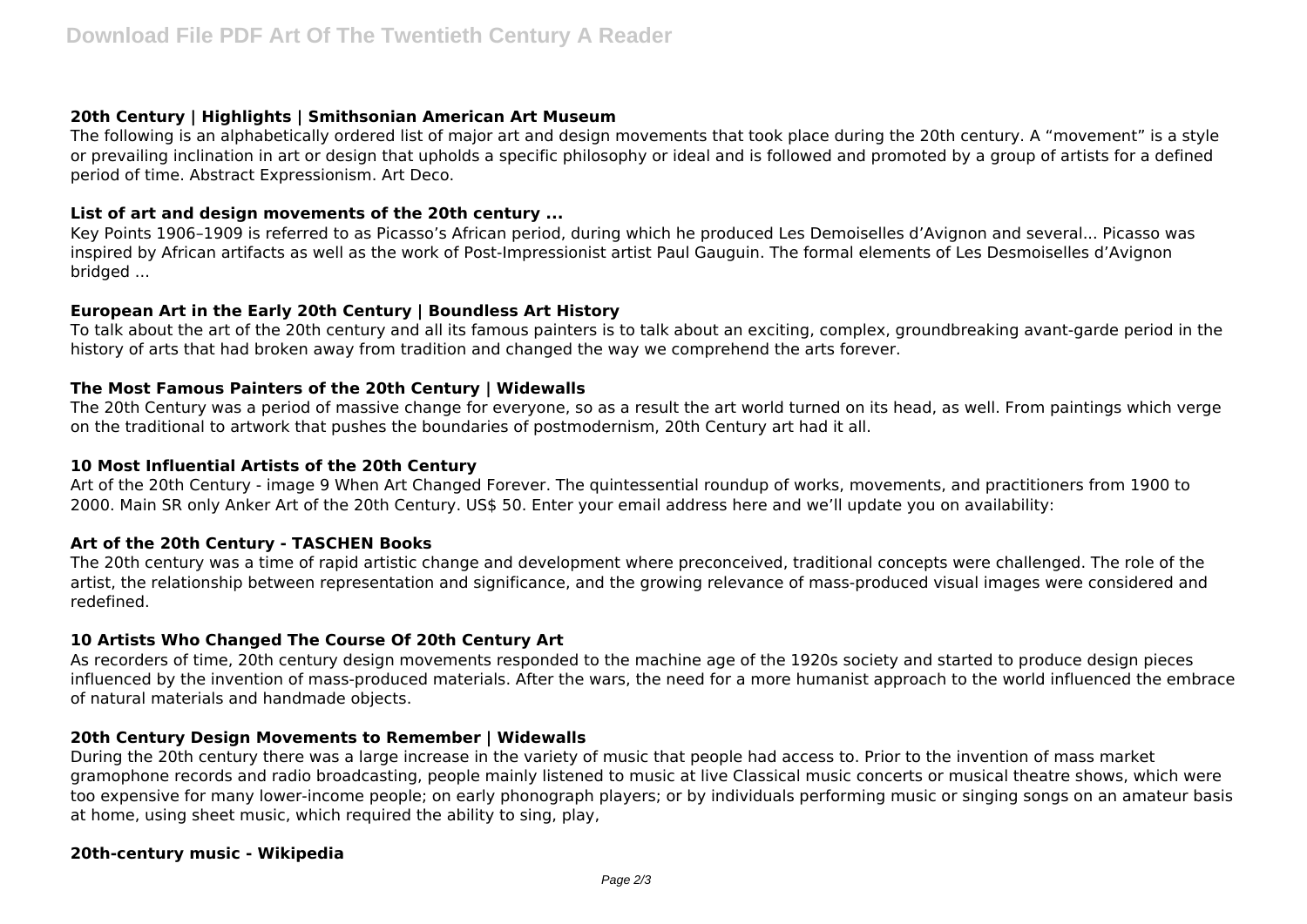### 20th Century | Highlights | Smithsonian American Art Museum

The following is an alphabetically ordered list of major art and design movements that took place during the 20th century. A "movement" is a style or prevailing inclination in art or design that upholds a specific philosophy or ideal and is followed and promoted by a group of artists for a defined period of time. Abstract Expressionism. Art Deco.

### List of art and design movements of the 20th century ...

Key Points 1906–1909 is referred to as Picasso's African period, during which he produced Les Demoiselles d'Avignon and several... Picasso was inspired by African artifacts as well as the work of Post-Impressionist artist Paul Gauguin. The formal elements of Les Desmoiselles d'Avignon bridged ...

### European Art in the Early 20th Century | Boundless Art History

To talk about the art of the 20th century and all its famous painters is to talk about an exciting, complex, groundbreaking avant-garde period in the history of arts that had broken away from tradition and changed the way we comprehend the arts forever.

### The Most Famous Painters of the 20th Century | Widewalls

The 20th Century was a period of massive change for everyone, so as a result the art world turned on its head, as well. From paintings which verge on the traditional to artwork that pushes the boundaries of postmodernism, 20th Century art had it all.

### 10 Most Influential Artists of the 20th Century

Art of the 20th Century - image 9 When Art Changed Forever. The quintessential roundup of works, movements, and practitioners from 1900 to 2000. Main SR only Anker Art of the 20th Century. US$ 50. Enter your email address here and we'll update you on availability:

### Art of the 20th Century - TASCHEN Books

The 20th century was a time of rapid artistic change and development where preconceived, traditional concepts were challenged. The role of the artist, the relationship between representation and significance, and the growing relevance of mass-produced visual images were considered and redefined.

### 10 Artists Who Changed The Course Of 20th Century Art

As recorders of time, 20th century design movements responded to the machine age of the 1920s society and started to produce design pieces influenced by the invention of mass-produced materials. After the wars, the need for a more humanist approach to the world influenced the embrace of natural materials and handmade objects.

### 20th Century Design Movements to Remember | Widewalls

During the 20th century there was a large increase in the variety of music that people had access to. Prior to the invention of mass market gramophone records and radio broadcasting, people mainly listened to music at live Classical music concerts or musical theatre shows, which were too expensive for many lower-income people; on early phonograph players; or by individuals performing music or singing songs on an amateur basis at home, using sheet music, which required the ability to sing, play,

### 20th-century music - Wikipedia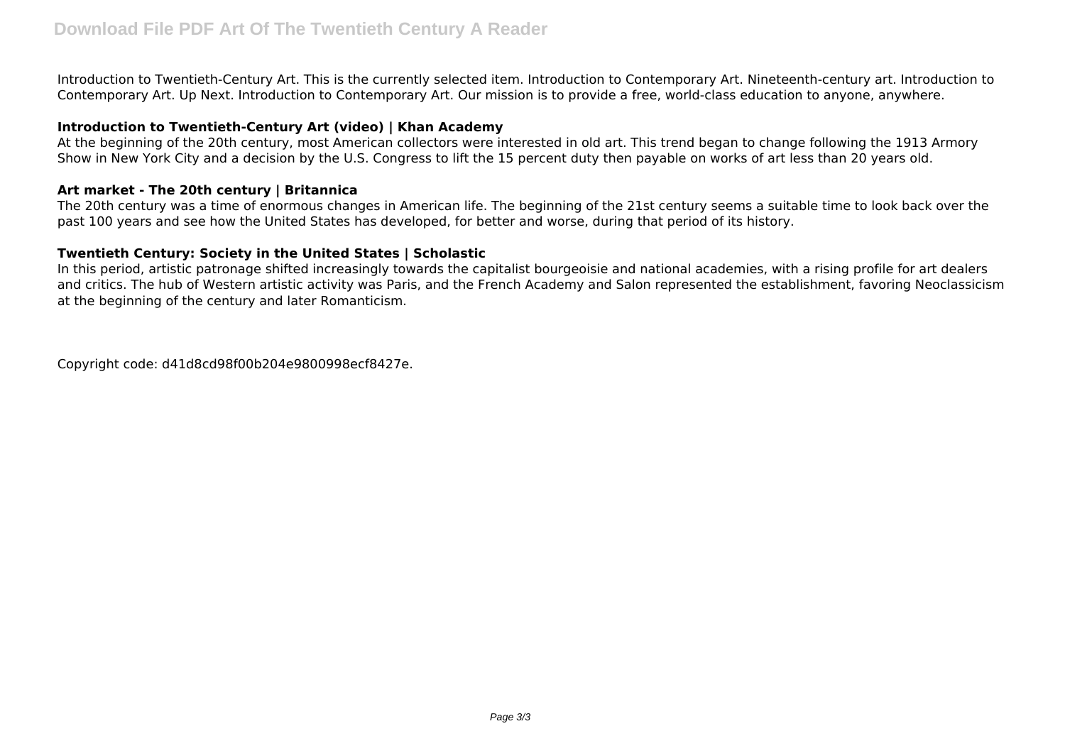Introduction to Twentieth-Century Art. This is the currently selected item. Introduction to Contemporary Art. Nineteenth-century art. Introduction to Contemporary Art. Up Next. Introduction to Contemporary Art. Our mission is to provide a free, world-class education to anyone, anywhere.

**Introduction to Twentieth-Century Art (video) | Khan Academy**

At the beginning of the 20th century, most American collectors were interested in old art. This trend began to change following the 1913 Armory Show in New York City and a decision by the U.S. Congress to lift the 15 percent duty then payable on works of art less than 20 years old.

**Art market - The 20th century | Britannica**

The 20th century was a time of enormous changes in American life. The beginning of the 21st century seems a suitable time to look back over the past 100 years and see how the United States has developed, for better and worse, during that period of its history.

**Twentieth Century: Society in the United States | Scholastic**

In this period, artistic patronage shifted increasingly towards the capitalist bourgeoisie and national academies, with a rising profile for art dealers and critics. The hub of Western artistic activity was Paris, and the French Academy and Salon represented the establishment, favoring Neoclassicism at the beginning of the century and later Romanticism.

Copyright code: d41d8cd98f00b204e9800998ecf8427e.